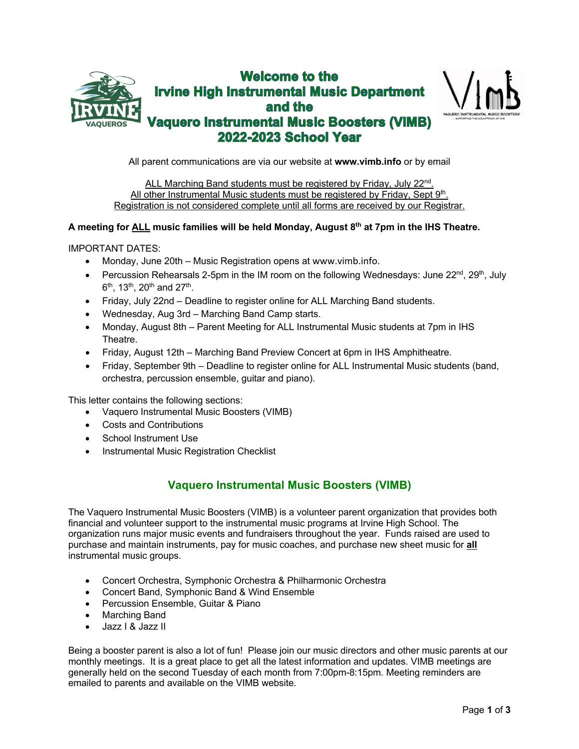# Welcome to the Irvine High Instrumental Music Department and the Vaquero Instrumental Music Boosters (VIMB) 2022-2023 School Year

All parent communications are via our website at **www.vimb.info** or by email

ALL Marching Band students must be registered by Friday, July 22nd.
All other Instrumental Music students must be registered by Friday, Sept 9th.
Registration is not considered complete until all forms are received by our Registrar.

**A meeting for ALL music families will be held Monday, August 8th at 7pm in the IHS Theatre.**

IMPORTANT DATES:

- Monday, June 20th – Music Registration opens at www.vimb.info.
- Percussion Rehearsals 2-5pm in the IM room on the following Wednesdays: June 22nd, 29th, July 6th, 13th, 20th and 27th.
- Friday, July 22nd – Deadline to register online for ALL Marching Band students.
- Wednesday, Aug 3rd – Marching Band Camp starts.
- Monday, August 8th – Parent Meeting for ALL Instrumental Music students at 7pm in IHS Theatre.
- Friday, August 12th – Marching Band Preview Concert at 6pm in IHS Amphitheatre.
- Friday, September 9th – Deadline to register online for ALL Instrumental Music students (band, orchestra, percussion ensemble, guitar and piano).

This letter contains the following sections:

- Vaquero Instrumental Music Boosters (VIMB)
- Costs and Contributions
- School Instrument Use
- Instrumental Music Registration Checklist

## Vaquero Instrumental Music Boosters (VIMB)

The Vaquero Instrumental Music Boosters (VIMB) is a volunteer parent organization that provides both financial and volunteer support to the instrumental music programs at Irvine High School. The organization runs major music events and fundraisers throughout the year. Funds raised are used to purchase and maintain instruments, pay for music coaches, and purchase new sheet music for **all** instrumental music groups.

- Concert Orchestra, Symphonic Orchestra & Philharmonic Orchestra
- Concert Band, Symphonic Band & Wind Ensemble
- Percussion Ensemble, Guitar & Piano
- Marching Band
- Jazz I & Jazz II

Being a booster parent is also a lot of fun! Please join our music directors and other music parents at our monthly meetings. It is a great place to get all the latest information and updates. VIMB meetings are generally held on the second Tuesday of each month from 7:00pm-8:15pm. Meeting reminders are emailed to parents and available on the VIMB website.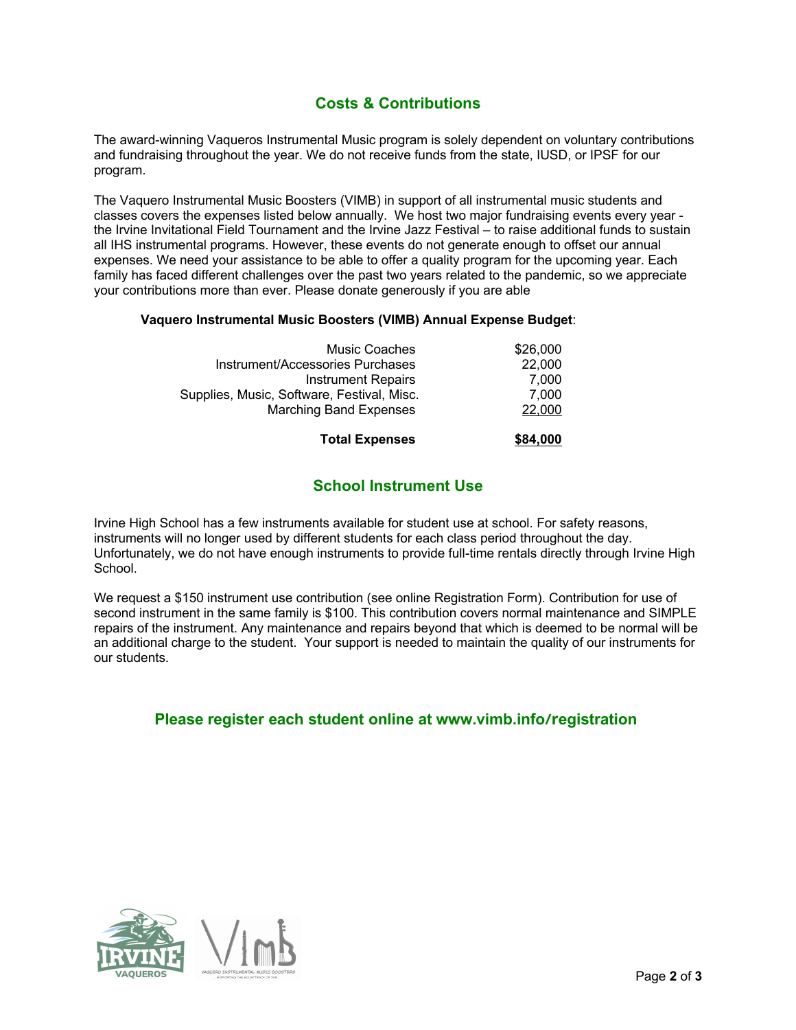## Costs & Contributions

The award-winning Vaqueros Instrumental Music program is solely dependent on voluntary contributions and fundraising throughout the year. We do not receive funds from the state, IUSD, or IPSF for our program.

The Vaquero Instrumental Music Boosters (VIMB) in support of all instrumental music students and classes covers the expenses listed below annually. We host two major fundraising events every year - the Irvine Invitational Field Tournament and the Irvine Jazz Festival – to raise additional funds to sustain all IHS instrumental programs. However, these events do not generate enough to offset our annual expenses. We need your assistance to be able to offer a quality program for the upcoming year. Each family has faced different challenges over the past two years related to the pandemic, so we appreciate your contributions more than ever. Please donate generously if you are able

**Vaquero Instrumental Music Boosters (VIMB) Annual Expense Budget**:

| Expense | Amount |
|---|---|
| Music Coaches | $26,000 |
| Instrument/Accessories Purchases | 22,000 |
| Instrument Repairs | 7,000 |
| Supplies, Music, Software, Festival, Misc. | 7,000 |
| Marching Band Expenses | 22,000 |
| **Total Expenses** | **$84,000** |

## School Instrument Use

Irvine High School has a few instruments available for student use at school. For safety reasons, instruments will no longer used by different students for each class period throughout the day. Unfortunately, we do not have enough instruments to provide full-time rentals directly through Irvine High School.

We request a $150 instrument use contribution (see online Registration Form). Contribution for use of second instrument in the same family is $100. This contribution covers normal maintenance and SIMPLE repairs of the instrument. Any maintenance and repairs beyond that which is deemed to be normal will be an additional charge to the student. Your support is needed to maintain the quality of our instruments for our students.

### Please register each student online at www.vimb.info/registration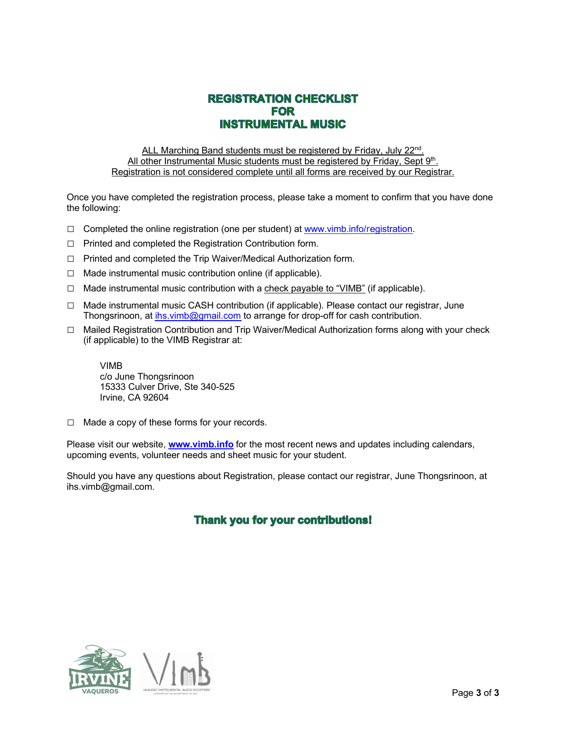# REGISTRATION CHECKLIST FOR INSTRUMENTAL MUSIC

ALL Marching Band students must be registered by Friday, July 22nd.
All other Instrumental Music students must be registered by Friday, Sept 9th.
Registration is not considered complete until all forms are received by our Registrar.

Once you have completed the registration process, please take a moment to confirm that you have done the following:

- ☐ Completed the online registration (one per student) at www.vimb.info/registration.
- ☐ Printed and completed the Registration Contribution form.
- ☐ Printed and completed the Trip Waiver/Medical Authorization form.
- ☐ Made instrumental music contribution online (if applicable).
- ☐ Made instrumental music contribution with a check payable to "VIMB" (if applicable).
- ☐ Made instrumental music CASH contribution (if applicable). Please contact our registrar, June Thongsrinoon, at ihs.vimb@gmail.com to arrange for drop-off for cash contribution.
- ☐ Mailed Registration Contribution and Trip Waiver/Medical Authorization forms along with your check (if applicable) to the VIMB Registrar at:

  VIMB
  c/o June Thongsrinoon
  15333 Culver Drive, Ste 340-525
  Irvine, CA 92604

- ☐ Made a copy of these forms for your records.

Please visit our website, **www.vimb.info** for the most recent news and updates including calendars, upcoming events, volunteer needs and sheet music for your student.

Should you have any questions about Registration, please contact our registrar, June Thongsrinoon, at ihs.vimb@gmail.com.

**Thank you for your contributions!**